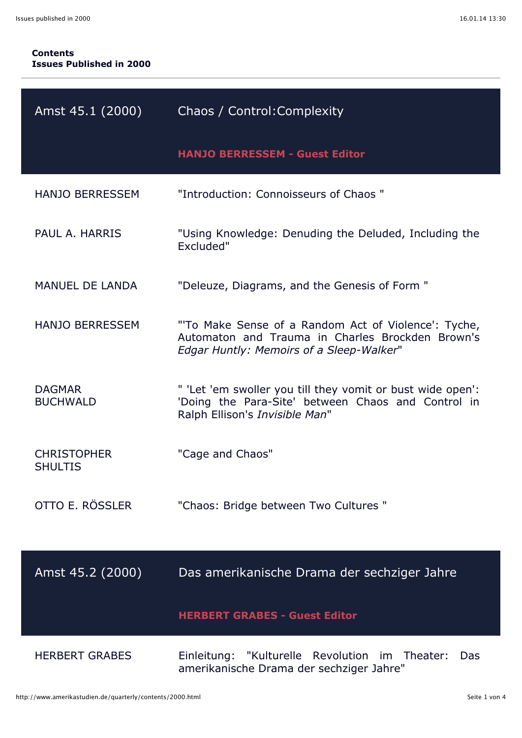**Contents**
**Issues Published in 2000**

---

## Amst 45.1 (2000) — Chaos / Control:Complexity

**HANJO BERRESSEM - Guest Editor**

| Author | Title |
|---|---|
| HANJO BERRESSEM | "Introduction: Connoisseurs of Chaos " |
| PAUL A. HARRIS | "Using Knowledge: Denuding the Deluded, Including the Excluded" |
| MANUEL DE LANDA | "Deleuze, Diagrams, and the Genesis of Form " |
| HANJO BERRESSEM | "'To Make Sense of a Random Act of Violence': Tyche, Automaton and Trauma in Charles Brockden Brown's *Edgar Huntly: Memoirs of a Sleep-Walker*" |
| DAGMAR BUCHWALD | " 'Let 'em swoller you till they vomit or bust wide open': 'Doing the Para-Site' between Chaos and Control in Ralph Ellison's *Invisible Man*" |
| CHRISTOPHER SHULTIS | "Cage and Chaos" |
| OTTO E. RÖSSLER | "Chaos: Bridge between Two Cultures " |

## Amst 45.2 (2000) — Das amerikanische Drama der sechziger Jahre

**HERBERT GRABES - Guest Editor**

| Author | Title |
|---|---|
| HERBERT GRABES | Einleitung: "Kulturelle Revolution im Theater: Das amerikanische Drama der sechziger Jahre" |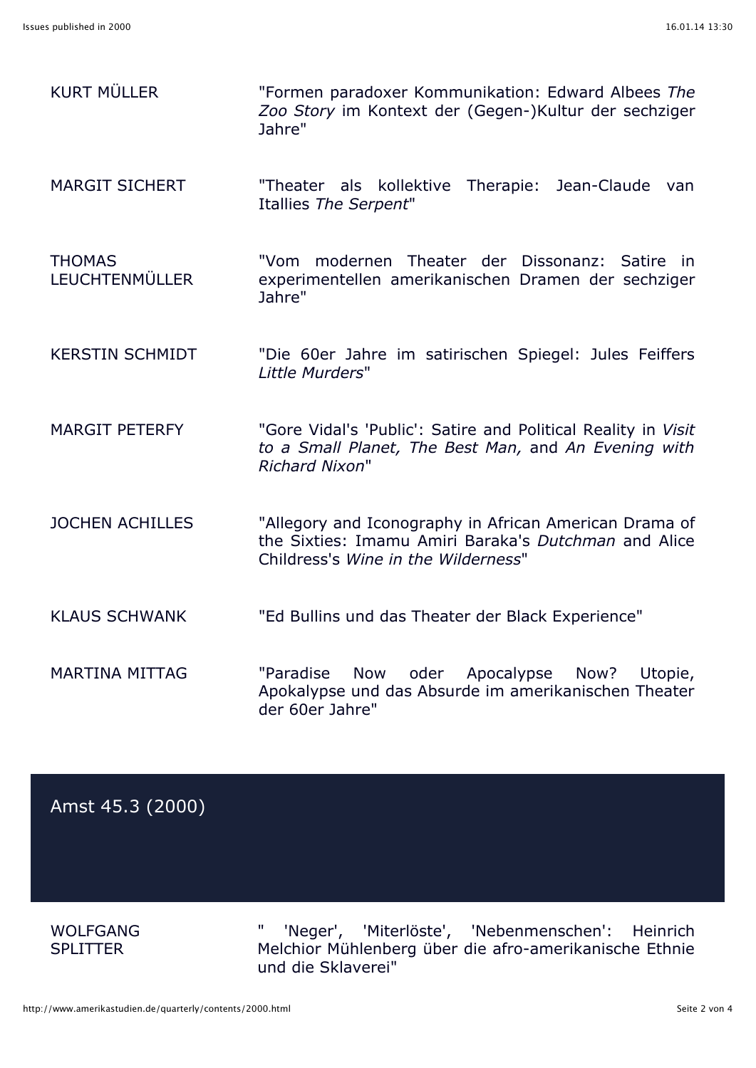KURT MÜLLER — "Formen paradoxer Kommunikation: Edward Albees *The Zoo Story* im Kontext der (Gegen-)Kultur der sechziger Jahre"

MARGIT SICHERT — "Theater als kollektive Therapie: Jean-Claude van Itallies *The Serpent*"

THOMAS LEUCHTENMÜLLER — "Vom modernen Theater der Dissonanz: Satire in experimentellen amerikanischen Dramen der sechziger Jahre"

KERSTIN SCHMIDT — "Die 60er Jahre im satirischen Spiegel: Jules Feiffers *Little Murders*"

MARGIT PETERFY — "Gore Vidal's 'Public': Satire and Political Reality in *Visit to a Small Planet, The Best Man,* and *An Evening with Richard Nixon*"

JOCHEN ACHILLES — "Allegory and Iconography in African American Drama of the Sixties: Imamu Amiri Baraka's *Dutchman* and Alice Childress's *Wine in the Wilderness*"

KLAUS SCHWANK — "Ed Bullins und das Theater der Black Experience"

MARTINA MITTAG — "Paradise Now oder Apocalypse Now? Utopie, Apokalypse und das Absurde im amerikanischen Theater der 60er Jahre"

## Amst 45.3 (2000)

WOLFGANG SPLITTER — " 'Neger', 'Miterlöste', 'Nebenmenschen': Heinrich Melchior Mühlenberg über die afro-amerikanische Ethnie und die Sklaverei"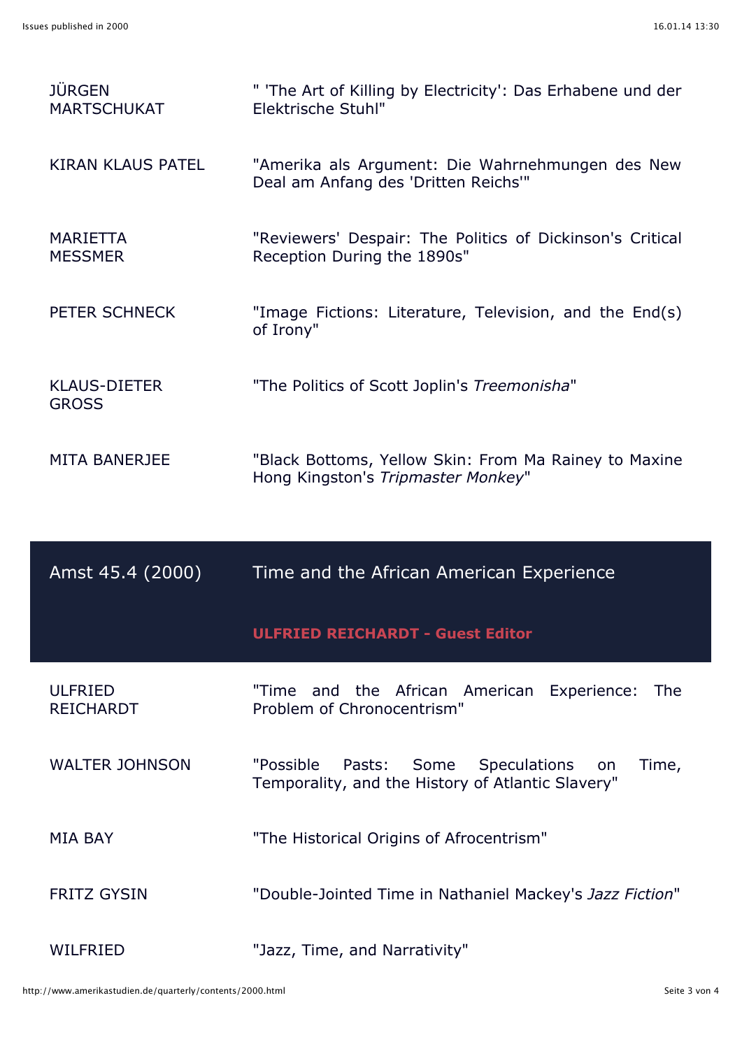| | |
|---|---|
| JÜRGEN MARTSCHUKAT | " 'The Art of Killing by Electricity': Das Erhabene und der Elektrische Stuhl" |
| KIRAN KLAUS PATEL | "Amerika als Argument: Die Wahrnehmungen des New Deal am Anfang des 'Dritten Reichs'" |
| MARIETTA MESSMER | "Reviewers' Despair: The Politics of Dickinson's Critical Reception During the 1890s" |
| PETER SCHNECK | "Image Fictions: Literature, Television, and the End(s) of Irony" |
| KLAUS-DIETER GROSS | "The Politics of Scott Joplin's *Treemonisha*" |
| MITA BANERJEE | "Black Bottoms, Yellow Skin: From Ma Rainey to Maxine Hong Kingston's *Tripmaster Monkey*" |

## Amst 45.4 (2000) — Time and the African American Experience

**ULFRIED REICHARDT - Guest Editor**

| | |
|---|---|
| ULFRIED REICHARDT | "Time and the African American Experience: The Problem of Chronocentrism" |
| WALTER JOHNSON | "Possible Pasts: Some Speculations on Time, Temporality, and the History of Atlantic Slavery" |
| MIA BAY | "The Historical Origins of Afrocentrism" |
| FRITZ GYSIN | "Double-Jointed Time in Nathaniel Mackey's *Jazz Fiction*" |
| WILFRIED | "Jazz, Time, and Narrativity" |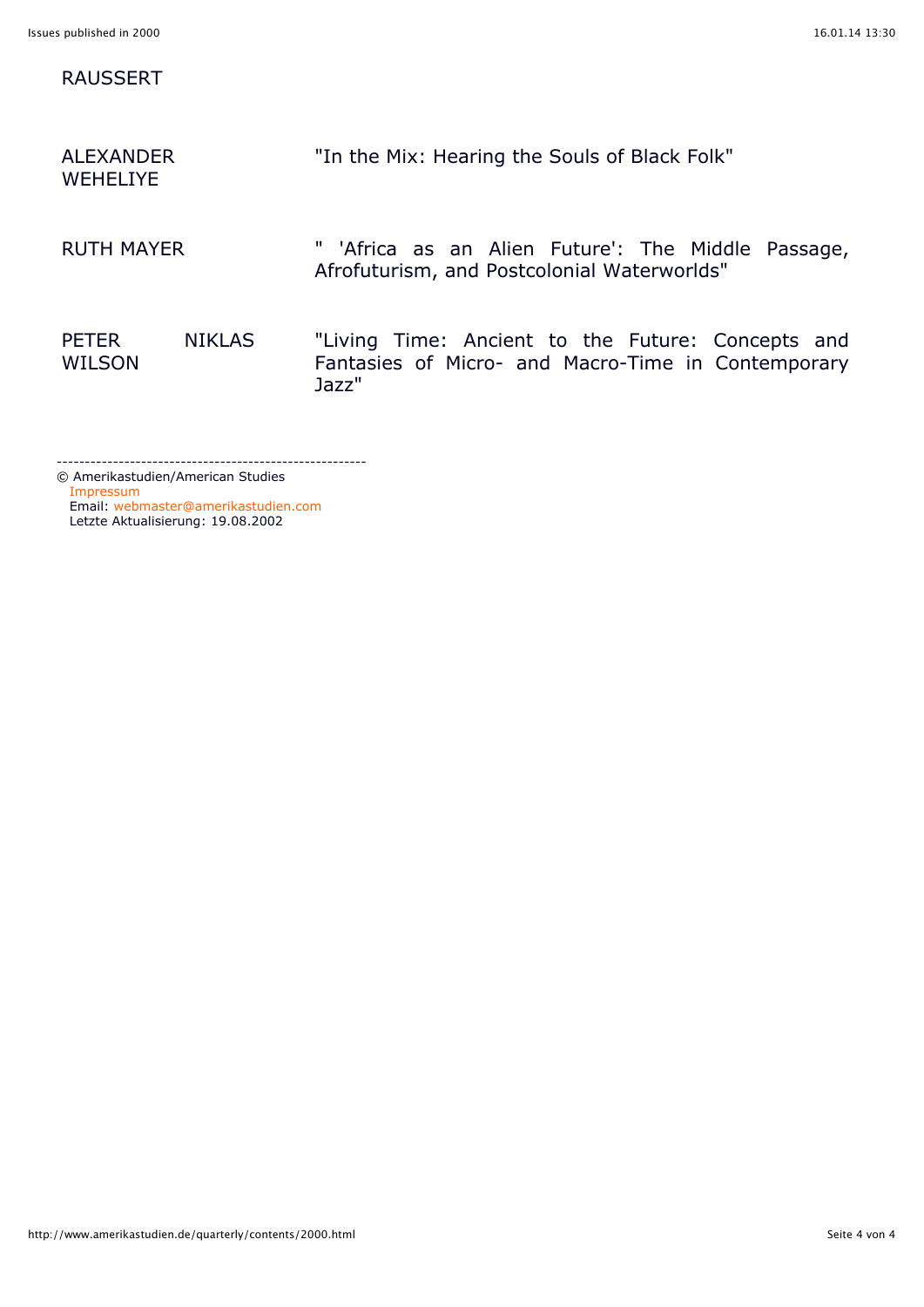RAUSSERT

| | |
|---|---|
| ALEXANDER WEHELIYE | "In the Mix: Hearing the Souls of Black Folk" |
| RUTH MAYER | " 'Africa as an Alien Future': The Middle Passage, Afrofuturism, and Postcolonial Waterworlds" |
| PETER NIKLAS WILSON | "Living Time: Ancient to the Future: Concepts and Fantasies of Micro- and Macro-Time in Contemporary Jazz" |

--------------------------------------------------------

© Amerikastudien/American Studies
Impressum
Email: webmaster@amerikastudien.com
Letzte Aktualisierung: 19.08.2002